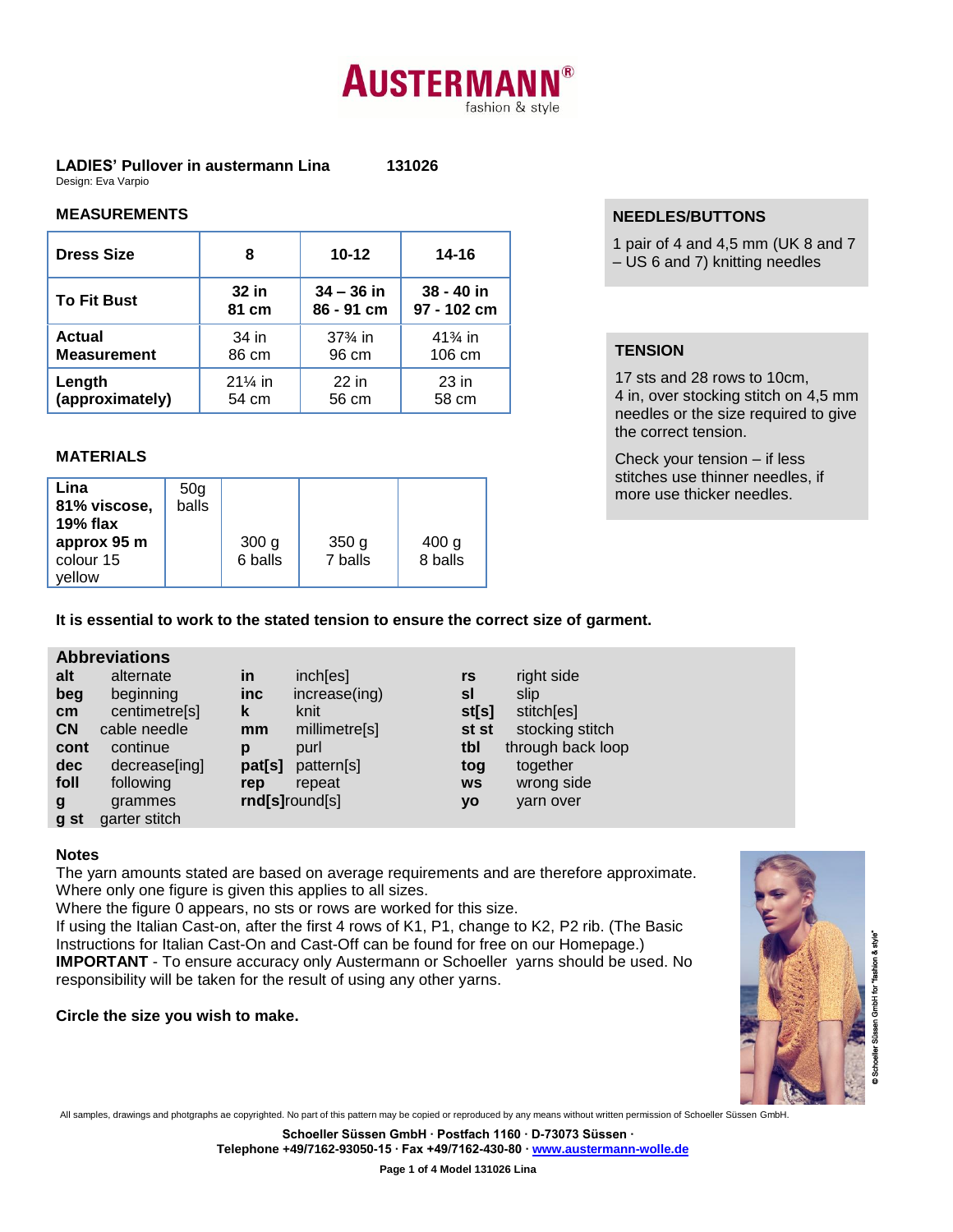# AUSTERMANN®
fashion & style

**LADIES' Pullover in austermann Lina** **131026**

Design: Eva Varpio

## MEASUREMENTS

| Dress Size | 8 | 10-12 | 14-16 |
|---|---|---|---|
| **To Fit Bust** | **32 in 81 cm** | **34 – 36 in 86 - 91 cm** | **38 - 40 in 97 - 102 cm** |
| **Actual Measurement** | 34 in 86 cm | 37¾ in 96 cm | 41¾ in 106 cm |
| **Length (approximately)** | 21¼ in 54 cm | 22 in 56 cm | 23 in 58 cm |

## NEEDLES/BUTTONS

1 pair of 4 and 4,5 mm (UK 8 and 7 – US 6 and 7) knitting needles

## TENSION

17 sts and 28 rows to 10cm, 4 in, over stocking stitch on 4,5 mm needles or the size required to give the correct tension.

Check your tension – if less stitches use thinner needles, if more use thicker needles.

## MATERIALS

| **Lina 81% viscose, 19% flax approx 95 m** colour 15 yellow | 50g balls | 300 g 6 balls | 350 g 7 balls | 400 g 8 balls |
|---|---|---|---|---|

**It is essential to work to the stated tension to ensure the correct size of garment.**

## Abbreviations

| | | | | | |
|---|---|---|---|---|---|
| **alt** | alternate | **in** | inch[es] | **rs** | right side |
| **beg** | beginning | **inc** | increase(ing) | **sl** | slip |
| **cm** | centimetre[s] | **k** | knit | **st[s]** | stitch[es] |
| **CN** | cable needle | **mm** | millimetre[s] | **st st** | stocking stitch |
| **cont** | continue | **p** | purl | **tbl** | through back loop |
| **dec** | decrease[ing] | **pat[s]** | pattern[s] | **tog** | together |
| **foll** | following | **rep** | repeat | **ws** | wrong side |
| **g** | grammes | **rnd[s]** | round[s] | **yo** | yarn over |
| **g st** | garter stitch | | | | |

**Notes**

The yarn amounts stated are based on average requirements and are therefore approximate.
Where only one figure is given this applies to all sizes.
Where the figure 0 appears, no sts or rows are worked for this size.
If using the Italian Cast-on, after the first 4 rows of K1, P1, change to K2, P2 rib. (The Basic Instructions for Italian Cast-On and Cast-Off can be found for free on our Homepage.)
**IMPORTANT** - To ensure accuracy only Austermann or Schoeller yarns should be used. No responsibility will be taken for the result of using any other yarns.

**Circle the size you wish to make.**

© Schoeller Süssen GmbH for "fashion & style"

All samples, drawings and photgraphs ae copyrighted. No part of this pattern may be copied or reproduced by any means without written permission of Schoeller Süssen GmbH.

**Schoeller Süssen GmbH · Postfach 1160 · D-73073 Süssen ·**
**Telephone +49/7162-93050-15 · Fax +49/7162-430-80 · www.austermann-wolle.de**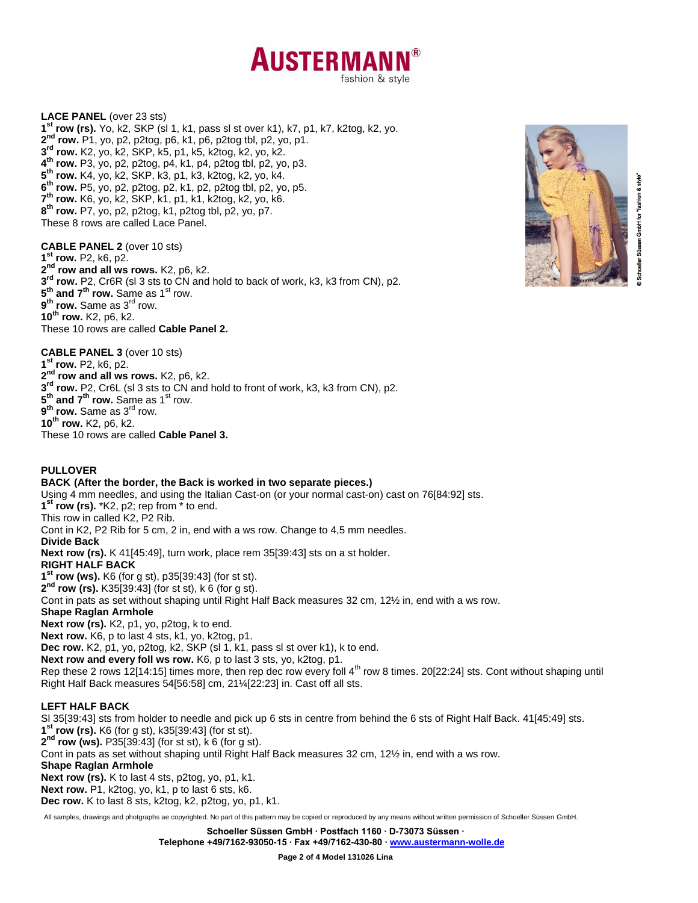**LACE PANEL** (over 23 sts)

**1st row (rs).** Yo, k2, SKP (sl 1, k1, pass sl st over k1), k7, p1, k7, k2tog, k2, yo.
**2nd row.** P1, yo, p2, p2tog, p6, k1, p6, p2tog tbl, p2, yo, p1.
**3rd row.** K2, yo, k2, SKP, k5, p1, k5, k2tog, k2, yo, k2.
**4th row.** P3, yo, p2, p2tog, p4, k1, p4, p2tog tbl, p2, yo, p3.
**5th row.** K4, yo, k2, SKP, k3, p1, k3, k2tog, k2, yo, k4.
**6th row.** P5, yo, p2, p2tog, p2, k1, p2, p2tog tbl, p2, yo, p5.
**7th row.** K6, yo, k2, SKP, k1, p1, k1, k2tog, k2, yo, k6.
**8th row.** P7, yo, p2, p2tog, k1, p2tog tbl, p2, yo, p7.
These 8 rows are called Lace Panel.

**CABLE PANEL 2** (over 10 sts)

**1st row.** P2, k6, p2.
**2nd row and all ws rows.** K2, p6, k2.
**3rd row.** P2, Cr6R (sl 3 sts to CN and hold to back of work, k3, k3 from CN), p2.
**5th and 7th row.** Same as 1st row.
**9th row.** Same as 3rd row.
**10th row.** K2, p6, k2.
These 10 rows are called **Cable Panel 2.**

**CABLE PANEL 3** (over 10 sts)

**1st row.** P2, k6, p2.
**2nd row and all ws rows.** K2, p6, k2.
**3rd row.** P2, Cr6L (sl 3 sts to CN and hold to front of work, k3, k3 from CN), p2.
**5th and 7th row.** Same as 1st row.
**9th row.** Same as 3rd row.
**10th row.** K2, p6, k2.
These 10 rows are called **Cable Panel 3.**

**PULLOVER**

**BACK (After the border, the Back is worked in two separate pieces.)**

Using 4 mm needles, and using the Italian Cast-on (or your normal cast-on) cast on 76[84:92] sts.
**1st row (rs).** *K2, p2; rep from * to end.
This row in called K2, P2 Rib.
Cont in K2, P2 Rib for 5 cm, 2 in, end with a ws row. Change to 4,5 mm needles.

**Divide Back**

**Next row (rs).** K 41[45:49], turn work, place rem 35[39:43] sts on a st holder.

**RIGHT HALF BACK**

**1st row (ws).** K6 (for g st), p35[39:43] (for st st).
**2nd row (rs).** K35[39:43] (for st st), k 6 (for g st).
Cont in pats as set without shaping until Right Half Back measures 32 cm, 12½ in, end with a ws row.

**Shape Raglan Armhole**

**Next row (rs).** K2, p1, yo, p2tog, k to end.
**Next row.** K6, p to last 4 sts, k1, yo, k2tog, p1.
**Dec row.** K2, p1, yo, p2tog, k2, SKP (sl 1, k1, pass sl st over k1), k to end.
**Next row and every foll ws row.** K6, p to last 3 sts, yo, k2tog, p1.
Rep these 2 rows 12[14:15] times more, then rep dec row every foll 4th row 8 times. 20[22:24] sts. Cont without shaping until Right Half Back measures 54[56:58] cm, 21¼[22:23] in. Cast off all sts.

**LEFT HALF BACK**

Sl 35[39:43] sts from holder to needle and pick up 6 sts in centre from behind the 6 sts of Right Half Back. 41[45:49] sts.
**1st row (rs).** K6 (for g st), k35[39:43] (for st st).
**2nd row (ws).** P35[39:43] (for st st), k 6 (for g st).
Cont in pats as set without shaping until Right Half Back measures 32 cm, 12½ in, end with a ws row.

**Shape Raglan Armhole**

**Next row (rs).** K to last 4 sts, p2tog, yo, p1, k1.
**Next row.** P1, k2tog, yo, k1, p to last 6 sts, k6.
**Dec row.** K to last 8 sts, k2tog, k2, p2tog, yo, p1, k1.

All samples, drawings and photgraphs ae copyrighted. No part of this pattern may be copied or reproduced by any means without written permission of Schoeller Süssen GmbH.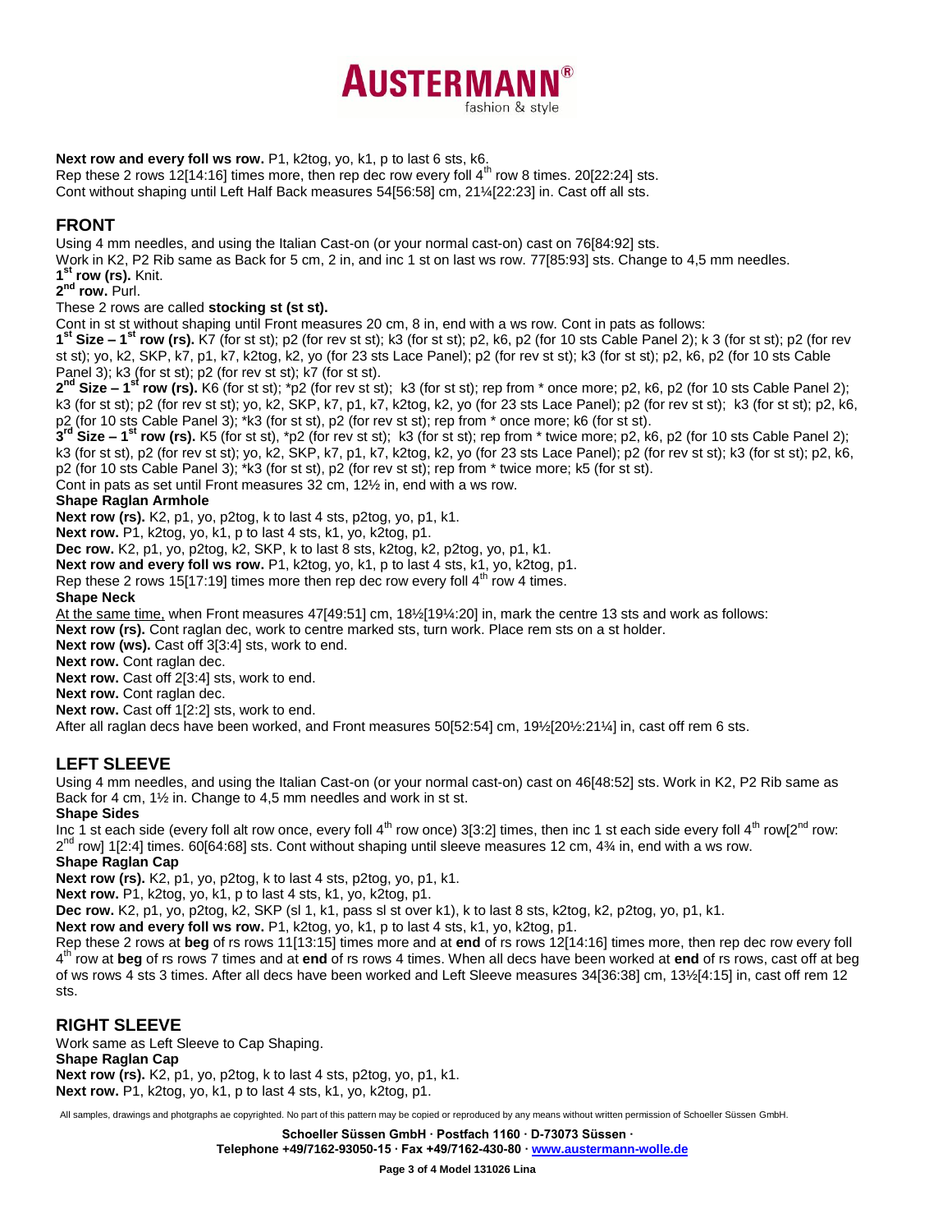**Next row and every foll ws row.** P1, k2tog, yo, k1, p to last 6 sts, k6.
Rep these 2 rows 12[14:16] times more, then rep dec row every foll 4th row 8 times. 20[22:24] sts.
Cont without shaping until Left Half Back measures 54[56:58] cm, 21¼[22:23] in. Cast off all sts.

## FRONT

Using 4 mm needles, and using the Italian Cast-on (or your normal cast-on) cast on 76[84:92] sts.
Work in K2, P2 Rib same as Back for 5 cm, 2 in, and inc 1 st on last ws row. 77[85:93] sts. Change to 4,5 mm needles.
**1st row (rs).** Knit.
**2nd row.** Purl.
These 2 rows are called **stocking st (st st).**
Cont in st st without shaping until Front measures 20 cm, 8 in, end with a ws row. Cont in pats as follows:
**1st Size – 1st row (rs).** K7 (for st st); p2 (for rev st st); k3 (for st st); p2, k6, p2 (for 10 sts Cable Panel 2); k 3 (for st st); p2 (for rev st st); yo, k2, SKP, k7, p1, k7, k2tog, k2, yo (for 23 sts Lace Panel); p2 (for rev st st); k3 (for st st); p2, k6, p2 (for 10 sts Cable Panel 3); k3 (for st st); p2 (for rev st st); k7 (for st st).
**2nd Size – 1st row (rs).** K6 (for st st); *p2 (for rev st st); k3 (for st st); rep from * once more; p2, k6, p2 (for 10 sts Cable Panel 2); k3 (for st st); p2 (for rev st st); yo, k2, SKP, k7, p1, k7, k2tog, k2, yo (for 23 sts Lace Panel); p2 (for rev st st); k3 (for st st); p2, k6, p2 (for 10 sts Cable Panel 3); *k3 (for st st), p2 (for rev st st); rep from * once more; k6 (for st st).
**3rd Size – 1st row (rs).** K5 (for st st), *p2 (for rev st st); k3 (for st st); rep from * twice more; p2, k6, p2 (for 10 sts Cable Panel 2); k3 (for st st), p2 (for rev st st); yo, k2, SKP, k7, p1, k7, k2tog, k2, yo (for 23 sts Lace Panel); p2 (for rev st st); k3 (for st st); p2, k6, p2 (for 10 sts Cable Panel 3); *k3 (for st st), p2 (for rev st st); rep from * twice more; k5 (for st st).
Cont in pats as set until Front measures 32 cm, 12½ in, end with a ws row.

**Shape Raglan Armhole**
**Next row (rs).** K2, p1, yo, p2tog, k to last 4 sts, p2tog, yo, p1, k1.
**Next row.** P1, k2tog, yo, k1, p to last 4 sts, k1, yo, k2tog, p1.
**Dec row.** K2, p1, yo, p2tog, k2, SKP, k to last 8 sts, k2tog, k2, p2tog, yo, p1, k1.
**Next row and every foll ws row.** P1, k2tog, yo, k1, p to last 4 sts, k1, yo, k2tog, p1.
Rep these 2 rows 15[17:19] times more then rep dec row every foll 4th row 4 times.

**Shape Neck**
At the same time, when Front measures 47[49:51] cm, 18½[19¼:20] in, mark the centre 13 sts and work as follows:
**Next row (rs).** Cont raglan dec, work to centre marked sts, turn work. Place rem sts on a st holder.
**Next row (ws).** Cast off 3[3:4] sts, work to end.
**Next row.** Cont raglan dec.
**Next row.** Cast off 2[3:4] sts, work to end.
**Next row.** Cont raglan dec.
**Next row.** Cast off 1[2:2] sts, work to end.
After all raglan decs have been worked, and Front measures 50[52:54] cm, 19½[20½:21¼] in, cast off rem 6 sts.

## LEFT SLEEVE

Using 4 mm needles, and using the Italian Cast-on (or your normal cast-on) cast on 46[48:52] sts. Work in K2, P2 Rib same as Back for 4 cm, 1½ in. Change to 4,5 mm needles and work in st st.

**Shape Sides**
Inc 1 st each side (every foll alt row once, every foll 4th row once) 3[3:2] times, then inc 1 st each side every foll 4th row[2nd row: 2nd row] 1[2:4] times. 60[64:68] sts. Cont without shaping until sleeve measures 12 cm, 4¾ in, end with a ws row.

**Shape Raglan Cap**
**Next row (rs).** K2, p1, yo, p2tog, k to last 4 sts, p2tog, yo, p1, k1.
**Next row.** P1, k2tog, yo, k1, p to last 4 sts, k1, yo, k2tog, p1.
**Dec row.** K2, p1, yo, p2tog, k2, SKP (sl 1, k1, pass sl st over k1), k to last 8 sts, k2tog, k2, p2tog, yo, p1, k1.
**Next row and every foll ws row.** P1, k2tog, yo, k1, p to last 4 sts, k1, yo, k2tog, p1.
Rep these 2 rows at **beg** of rs rows 11[13:15] times more and at **end** of rs rows 12[14:16] times more, then rep dec row every foll 4th row at **beg** of rs rows 7 times and at **end** of rs rows 4 times. When all decs have been worked at **end** of rs rows, cast off at beg of ws rows 4 sts 3 times. After all decs have been worked and Left Sleeve measures 34[36:38] cm, 13½[4:15] in, cast off rem 12 sts.

## RIGHT SLEEVE

Work same as Left Sleeve to Cap Shaping.

**Shape Raglan Cap**
**Next row (rs).** K2, p1, yo, p2tog, k to last 4 sts, p2tog, yo, p1, k1.
**Next row.** P1, k2tog, yo, k1, p to last 4 sts, k1, yo, k2tog, p1.

All samples, drawings and photgraphs ae copyrighted. No part of this pattern may be copied or reproduced by any means without written permission of Schoeller Süssen GmbH.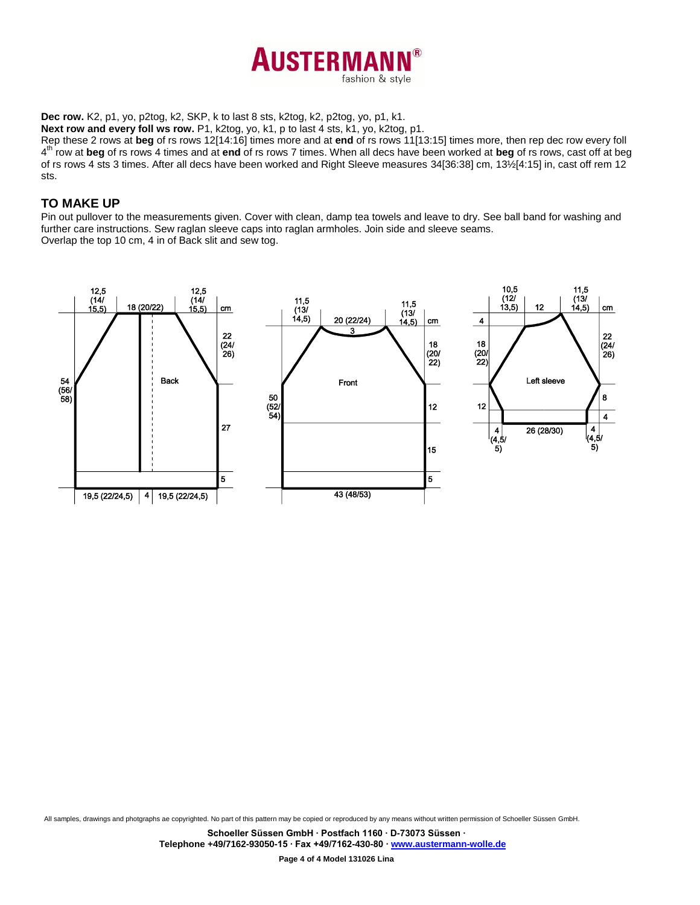**Dec row.** K2, p1, yo, p2tog, k2, SKP, k to last 8 sts, k2tog, k2, p2tog, yo, p1, k1.

**Next row and every foll ws row.** P1, k2tog, yo, k1, p to last 4 sts, k1, yo, k2tog, p1.

Rep these 2 rows at **beg** of rs rows 12[14:16] times more and at **end** of rs rows 11[13:15] times more, then rep dec row every foll 4th row at **beg** of rs rows 4 times and at **end** of rs rows 7 times. When all decs have been worked at **beg** of rs rows, cast off at beg of rs rows 4 sts 3 times. After all decs have been worked and Right Sleeve measures 34[36:38] cm, 13½[4:15] in, cast off rem 12 sts.

## TO MAKE UP

Pin out pullover to the measurements given. Cover with clean, damp tea towels and leave to dry. See ball band for washing and further care instructions. Sew raglan sleeve caps into raglan armholes. Join side and sleeve seams.
Overlap the top 10 cm, 4 in of Back slit and sew tog.

Back
cm
12,5 (14/ 15,5)
18 (20/22)
12,5 (14/ 15,5)
22 (24/ 26)
54 (56/ 58)
27
5
19,5 (22/24,5)
4
19,5 (22/24,5)

Front
cm
11,5 (13/ 14,5)
20 (22/24)
3
11,5 (13/ 14,5)
18 (20/ 22)
50 (52/ 54)
12
15
5
43 (48/53)

Left sleeve
cm
10,5 (12/ 13,5)
12
11,5 (13/ 14,5)
4
18 (20/ 22)
22 (24/ 26)
12
8
4
4 (4,5/ 5)
26 (28/30)
4 (4,5/ 5)

All samples, drawings and photgraphs ae copyrighted. No part of this pattern may be copied or reproduced by any means without written permission of Schoeller Süssen GmbH.

Schoeller Süssen GmbH · Postfach 1160 · D-73073 Süssen ·
Telephone +49/7162-93050-15 · Fax +49/7162-430-80 · www.austermann-wolle.de